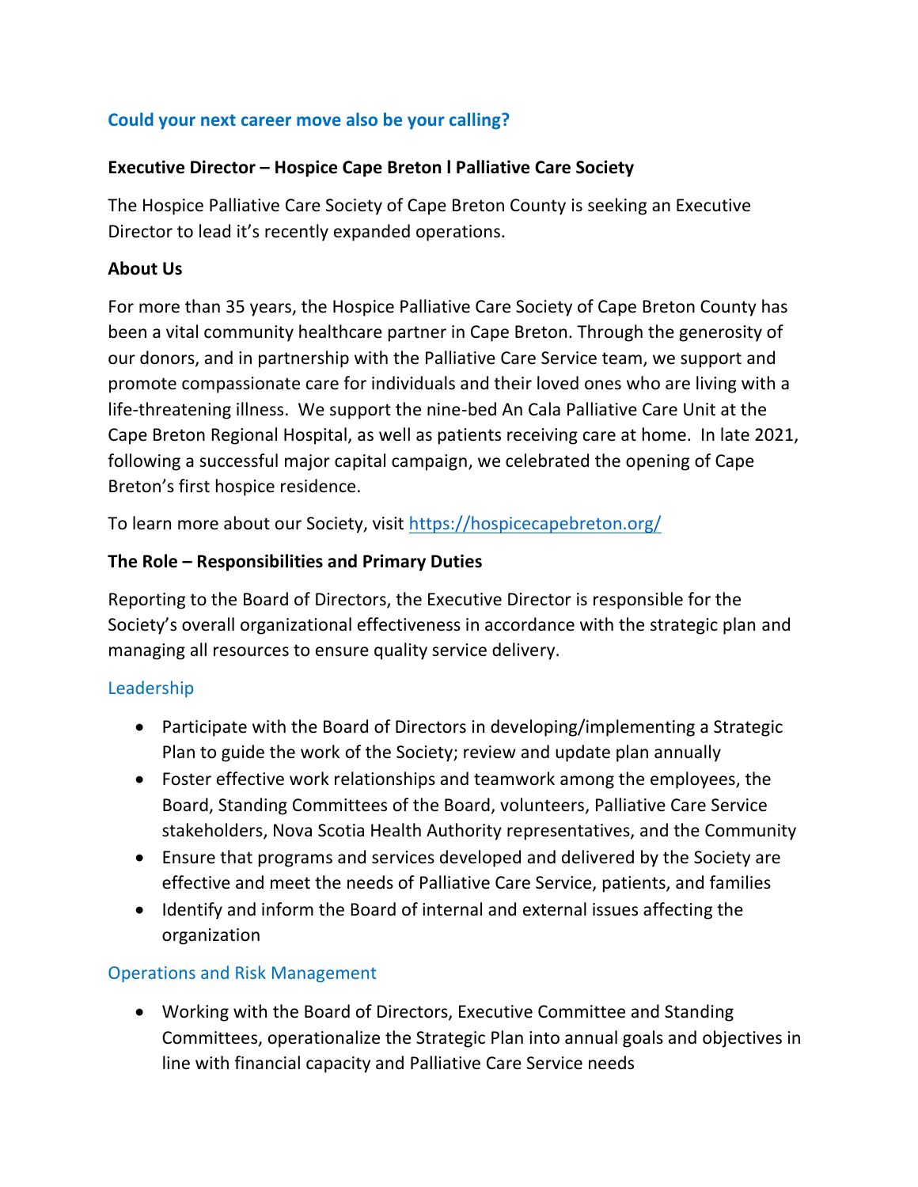## Could your next career move also be your calling?

**Executive Director – Hospice Cape Breton l Palliative Care Society**

The Hospice Palliative Care Society of Cape Breton County is seeking an Executive Director to lead it's recently expanded operations.

**About Us**

For more than 35 years, the Hospice Palliative Care Society of Cape Breton County has been a vital community healthcare partner in Cape Breton. Through the generosity of our donors, and in partnership with the Palliative Care Service team, we support and promote compassionate care for individuals and their loved ones who are living with a life-threatening illness. We support the nine-bed An Cala Palliative Care Unit at the Cape Breton Regional Hospital, as well as patients receiving care at home. In late 2021, following a successful major capital campaign, we celebrated the opening of Cape Breton's first hospice residence.

To learn more about our Society, visit [https://hospicecapebreton.org/](https://hospicecapebreton.org/)

**The Role – Responsibilities and Primary Duties**

Reporting to the Board of Directors, the Executive Director is responsible for the Society's overall organizational effectiveness in accordance with the strategic plan and managing all resources to ensure quality service delivery.

### Leadership

- Participate with the Board of Directors in developing/implementing a Strategic Plan to guide the work of the Society; review and update plan annually
- Foster effective work relationships and teamwork among the employees, the Board, Standing Committees of the Board, volunteers, Palliative Care Service stakeholders, Nova Scotia Health Authority representatives, and the Community
- Ensure that programs and services developed and delivered by the Society are effective and meet the needs of Palliative Care Service, patients, and families
- Identify and inform the Board of internal and external issues affecting the organization

### Operations and Risk Management

- Working with the Board of Directors, Executive Committee and Standing Committees, operationalize the Strategic Plan into annual goals and objectives in line with financial capacity and Palliative Care Service needs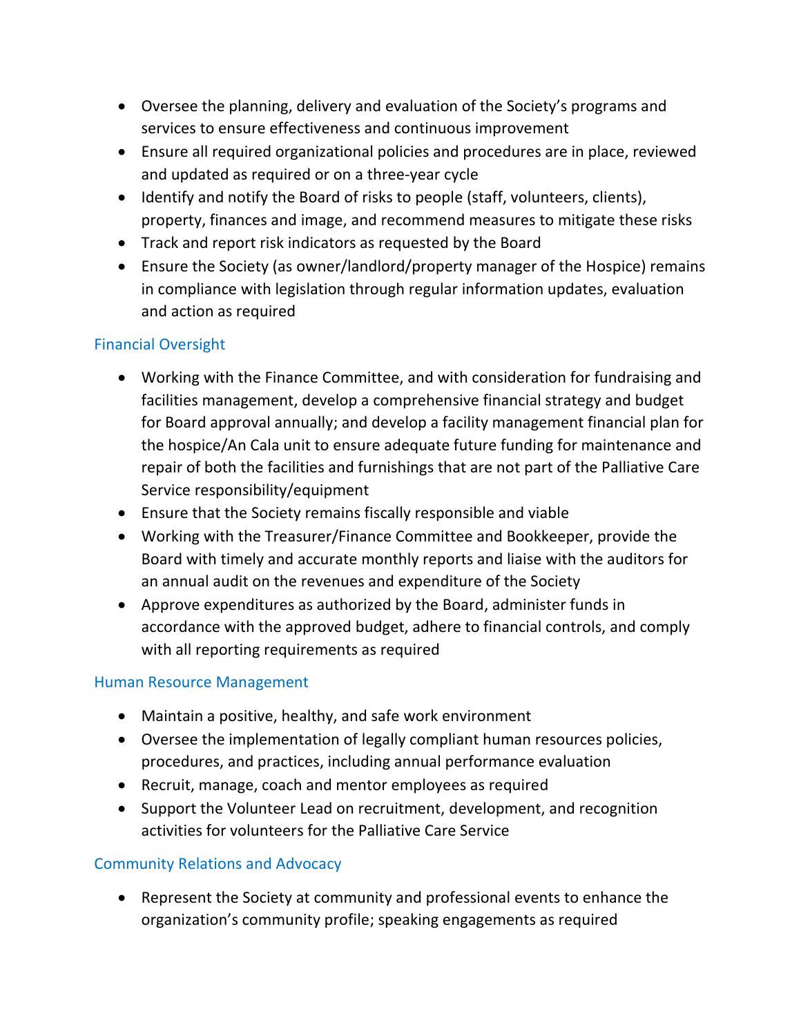- Oversee the planning, delivery and evaluation of the Society's programs and services to ensure effectiveness and continuous improvement
- Ensure all required organizational policies and procedures are in place, reviewed and updated as required or on a three-year cycle
- Identify and notify the Board of risks to people (staff, volunteers, clients), property, finances and image, and recommend measures to mitigate these risks
- Track and report risk indicators as requested by the Board
- Ensure the Society (as owner/landlord/property manager of the Hospice) remains in compliance with legislation through regular information updates, evaluation and action as required

### Financial Oversight

- Working with the Finance Committee, and with consideration for fundraising and facilities management, develop a comprehensive financial strategy and budget for Board approval annually; and develop a facility management financial plan for the hospice/An Cala unit to ensure adequate future funding for maintenance and repair of both the facilities and furnishings that are not part of the Palliative Care Service responsibility/equipment
- Ensure that the Society remains fiscally responsible and viable
- Working with the Treasurer/Finance Committee and Bookkeeper, provide the Board with timely and accurate monthly reports and liaise with the auditors for an annual audit on the revenues and expenditure of the Society
- Approve expenditures as authorized by the Board, administer funds in accordance with the approved budget, adhere to financial controls, and comply with all reporting requirements as required

### Human Resource Management

- Maintain a positive, healthy, and safe work environment
- Oversee the implementation of legally compliant human resources policies, procedures, and practices, including annual performance evaluation
- Recruit, manage, coach and mentor employees as required
- Support the Volunteer Lead on recruitment, development, and recognition activities for volunteers for the Palliative Care Service

### Community Relations and Advocacy

- Represent the Society at community and professional events to enhance the organization's community profile; speaking engagements as required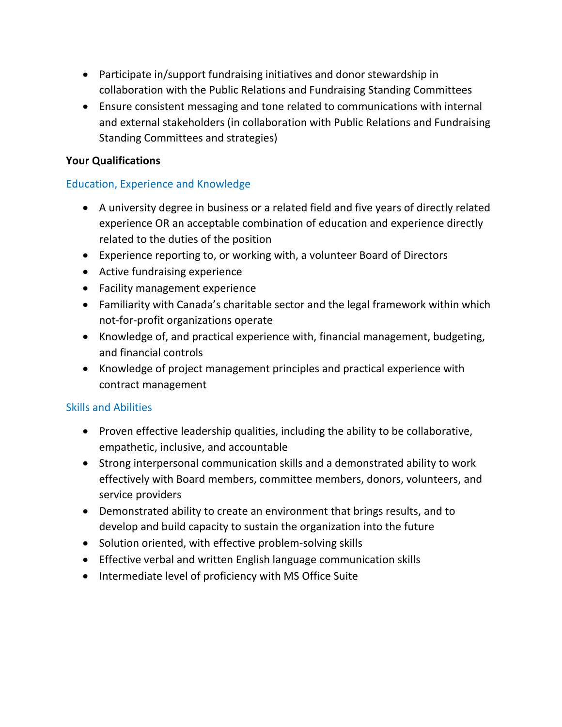- Participate in/support fundraising initiatives and donor stewardship in collaboration with the Public Relations and Fundraising Standing Committees
- Ensure consistent messaging and tone related to communications with internal and external stakeholders (in collaboration with Public Relations and Fundraising Standing Committees and strategies)

**Your Qualifications**

### Education, Experience and Knowledge

- A university degree in business or a related field and five years of directly related experience OR an acceptable combination of education and experience directly related to the duties of the position
- Experience reporting to, or working with, a volunteer Board of Directors
- Active fundraising experience
- Facility management experience
- Familiarity with Canada's charitable sector and the legal framework within which not-for-profit organizations operate
- Knowledge of, and practical experience with, financial management, budgeting, and financial controls
- Knowledge of project management principles and practical experience with contract management

### Skills and Abilities

- Proven effective leadership qualities, including the ability to be collaborative, empathetic, inclusive, and accountable
- Strong interpersonal communication skills and a demonstrated ability to work effectively with Board members, committee members, donors, volunteers, and service providers
- Demonstrated ability to create an environment that brings results, and to develop and build capacity to sustain the organization into the future
- Solution oriented, with effective problem-solving skills
- Effective verbal and written English language communication skills
- Intermediate level of proficiency with MS Office Suite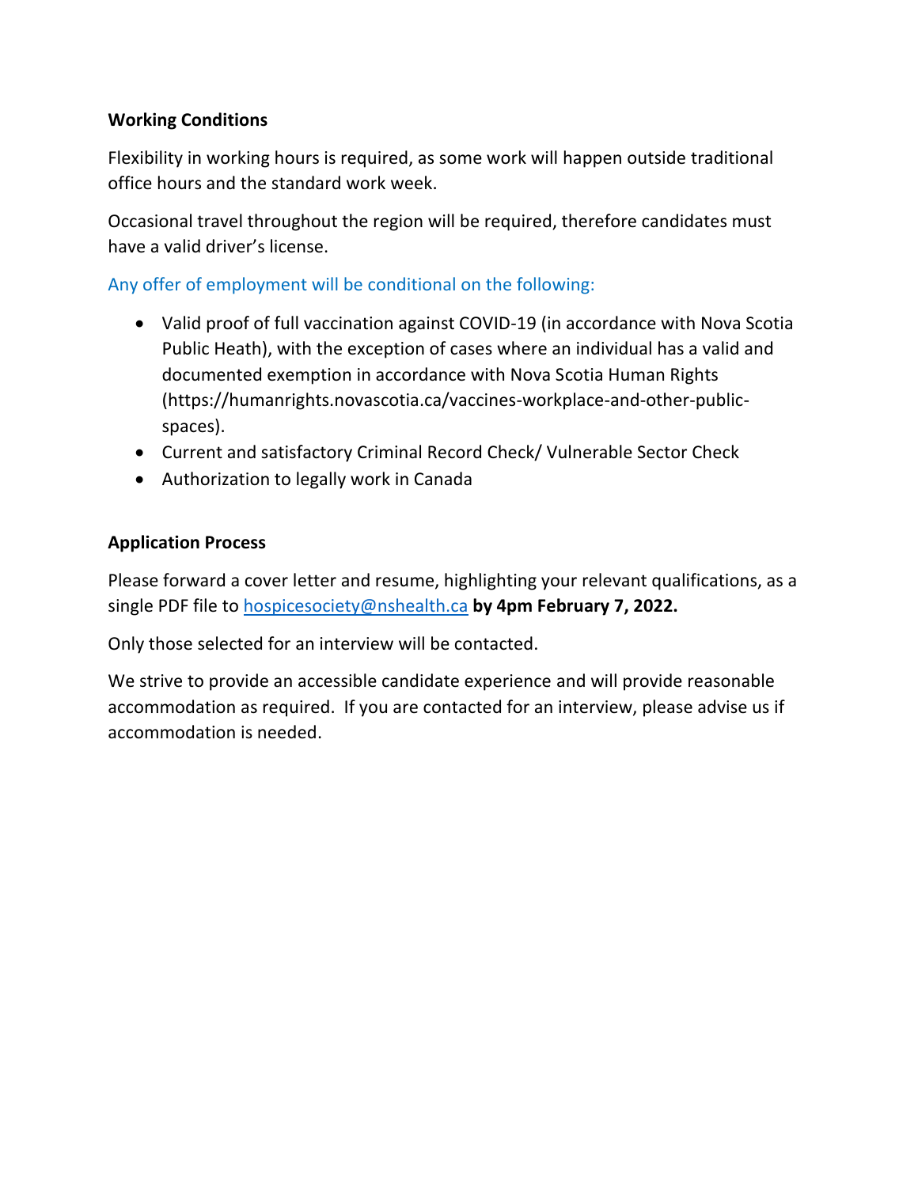**Working Conditions**

Flexibility in working hours is required, as some work will happen outside traditional office hours and the standard work week.

Occasional travel throughout the region will be required, therefore candidates must have a valid driver's license.

Any offer of employment will be conditional on the following:

- Valid proof of full vaccination against COVID-19 (in accordance with Nova Scotia Public Heath), with the exception of cases where an individual has a valid and documented exemption in accordance with Nova Scotia Human Rights (https://humanrights.novascotia.ca/vaccines-workplace-and-other-public-spaces).
- Current and satisfactory Criminal Record Check/ Vulnerable Sector Check
- Authorization to legally work in Canada

**Application Process**

Please forward a cover letter and resume, highlighting your relevant qualifications, as a single PDF file to hospicesociety@nshealth.ca **by 4pm February 7, 2022.**

Only those selected for an interview will be contacted.

We strive to provide an accessible candidate experience and will provide reasonable accommodation as required. If you are contacted for an interview, please advise us if accommodation is needed.